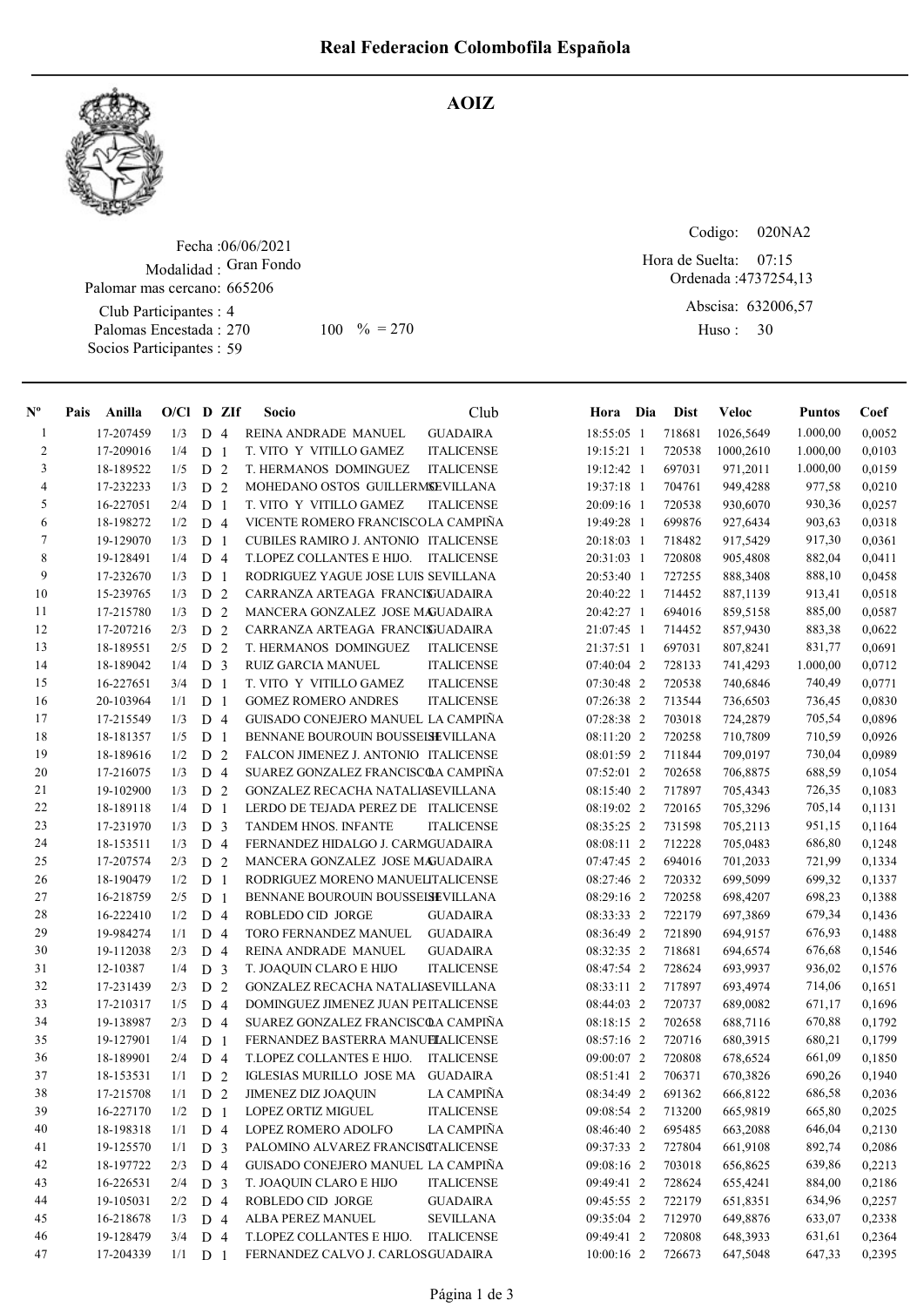# Real Federacion Colombofila Española

## AOIZ

Fecha :06/06/2021
Modalidad : Gran Fondo
Palomar mas cercano: 665206
Club Participantes : 4
Palomas Encestada : 270 100 % = 270
Socios Participantes : 59

Codigo: 020NA2
Hora de Suelta: 07:15
Ordenada :4737254,13
Abscisa: 632006,57
Huso : 30

| Nº | Pais | Anilla | O/Cl | D | ZIf | Socio | Club | Hora | Dia | Dist | Veloc | Puntos | Coef |
|---|---|---|---|---|---|---|---|---|---|---|---|---|---|
| 1 | | 17-207459 | 1/3 | D | 4 | REINA ANDRADE MANUEL | GUADAIRA | 18:55:05 | 1 | 718681 | 1026,5649 | 1.000,00 | 0,0052 |
| 2 | | 17-209016 | 1/4 | D | 1 | T. VITO Y VITILLO GAMEZ | ITALICENSE | 19:15:21 | 1 | 720538 | 1000,2610 | 1.000,00 | 0,0103 |
| 3 | | 18-189522 | 1/5 | D | 2 | T. HERMANOS DOMINGUEZ | ITALICENSE | 19:12:42 | 1 | 697031 | 971,2011 | 1.000,00 | 0,0159 |
| 4 | | 17-232233 | 1/3 | D | 2 | MOHEDANO OSTOS GUILLERMO | SEVILLANA | 19:37:18 | 1 | 704761 | 949,4288 | 977,58 | 0,0210 |
| 5 | | 16-227051 | 2/4 | D | 1 | T. VITO Y VITILLO GAMEZ | ITALICENSE | 20:09:16 | 1 | 720538 | 930,6070 | 930,36 | 0,0257 |
| 6 | | 18-198272 | 1/2 | D | 4 | VICENTE ROMERO FRANCISCO | LA CAMPIÑA | 19:49:28 | 1 | 699876 | 927,6434 | 903,63 | 0,0318 |
| 7 | | 19-129070 | 1/3 | D | 1 | CUBILES RAMIRO J. ANTONIO | ITALICENSE | 20:18:03 | 1 | 718482 | 917,5429 | 917,30 | 0,0361 |
| 8 | | 19-128491 | 1/4 | D | 4 | T.LOPEZ COLLANTES E HIJO. | ITALICENSE | 20:31:03 | 1 | 720808 | 905,4808 | 882,04 | 0,0411 |
| 9 | | 17-232670 | 1/3 | D | 1 | RODRIGUEZ YAGUE JOSE LUIS | SEVILLANA | 20:53:40 | 1 | 727255 | 888,3408 | 888,10 | 0,0458 |
| 10 | | 15-239765 | 1/3 | D | 2 | CARRANZA ARTEAGA FRANCIS | GUADAIRA | 20:40:22 | 1 | 714452 | 887,1139 | 913,41 | 0,0518 |
| 11 | | 17-215780 | 1/3 | D | 2 | MANCERA GONZALEZ JOSE MA | GUADAIRA | 20:42:27 | 1 | 694016 | 859,5158 | 885,00 | 0,0587 |
| 12 | | 17-207216 | 2/3 | D | 2 | CARRANZA ARTEAGA FRANCIS | GUADAIRA | 21:07:45 | 1 | 714452 | 857,9430 | 883,38 | 0,0622 |
| 13 | | 18-189551 | 2/5 | D | 2 | T. HERMANOS DOMINGUEZ | ITALICENSE | 21:37:51 | 1 | 697031 | 807,8241 | 831,77 | 0,0691 |
| 14 | | 18-189042 | 1/4 | D | 3 | RUIZ GARCIA MANUEL | ITALICENSE | 07:40:04 | 2 | 728133 | 741,4293 | 1.000,00 | 0,0712 |
| 15 | | 16-227651 | 3/4 | D | 1 | T. VITO Y VITILLO GAMEZ | ITALICENSE | 07:30:48 | 2 | 720538 | 740,6846 | 740,49 | 0,0771 |
| 16 | | 20-103964 | 1/1 | D | 1 | GOMEZ ROMERO ANDRES | ITALICENSE | 07:26:38 | 2 | 713544 | 736,6503 | 736,45 | 0,0830 |
| 17 | | 17-215549 | 1/3 | D | 4 | GUISADO CONEJERO MANUEL | LA CAMPIÑA | 07:28:38 | 2 | 703018 | 724,2879 | 705,54 | 0,0896 |
| 18 | | 18-181357 | 1/5 | D | 1 | BENNANE BOUROUIN BOUSSELH | SEVILLANA | 08:11:20 | 2 | 720258 | 710,7890 | 710,59 | 0,0926 |
| 19 | | 18-189616 | 1/2 | D | 2 | FALCON JIMENEZ J. ANTONIO | ITALICENSE | 08:01:59 | 2 | 711844 | 709,0197 | 730,04 | 0,0989 |
| 20 | | 17-216075 | 1/3 | D | 4 | SUAREZ GONZALEZ FRANCISCO | LA CAMPIÑA | 07:52:01 | 2 | 702658 | 706,8875 | 688,59 | 0,1054 |
| 21 | | 19-102900 | 1/3 | D | 2 | GONZALEZ RECACHA NATALIA | SEVILLANA | 08:15:40 | 2 | 717897 | 705,4343 | 726,35 | 0,1083 |
| 22 | | 18-189118 | 1/4 | D | 1 | LERDO DE TEJADA PEREZ DE | ITALICENSE | 08:19:02 | 2 | 720165 | 705,3296 | 705,14 | 0,1131 |
| 23 | | 17-231970 | 1/3 | D | 3 | TANDEM HNOS. INFANTE | ITALICENSE | 08:35:25 | 2 | 731598 | 705,2113 | 951,15 | 0,1164 |
| 24 | | 18-153511 | 1/3 | D | 4 | FERNANDEZ HIDALGO J. CARM | GUADAIRA | 08:08:11 | 2 | 712228 | 705,0483 | 686,80 | 0,1248 |
| 25 | | 17-207574 | 2/3 | D | 2 | MANCERA GONZALEZ JOSE MA | GUADAIRA | 07:47:45 | 2 | 694016 | 701,2033 | 721,99 | 0,1334 |
| 26 | | 18-190479 | 1/2 | D | 1 | RODRIGUEZ MORENO MANUEL | ITALICENSE | 08:27:46 | 2 | 720332 | 699,5099 | 699,32 | 0,1337 |
| 27 | | 16-218759 | 2/5 | D | 1 | BENNANE BOUROUIN BOUSSELH | SEVILLANA | 08:29:16 | 2 | 720258 | 698,4207 | 698,23 | 0,1388 |
| 28 | | 16-222410 | 1/2 | D | 4 | ROBLEDO CID JORGE | GUADAIRA | 08:33:33 | 2 | 722179 | 697,3869 | 679,34 | 0,1436 |
| 29 | | 19-984274 | 1/1 | D | 4 | TORO FERNANDEZ MANUEL | GUADAIRA | 08:36:49 | 2 | 721890 | 694,9157 | 676,93 | 0,1488 |
| 30 | | 19-112038 | 2/3 | D | 4 | REINA ANDRADE MANUEL | GUADAIRA | 08:32:35 | 2 | 718681 | 694,6574 | 676,68 | 0,1546 |
| 31 | | 12-10387 | 1/4 | D | 3 | T. JOAQUIN CLARO E HIJO | ITALICENSE | 08:47:54 | 2 | 728624 | 693,9937 | 936,02 | 0,1576 |
| 32 | | 17-231439 | 2/3 | D | 2 | GONZALEZ RECACHA NATALIA | SEVILLANA | 08:33:11 | 2 | 717897 | 693,4974 | 714,06 | 0,1651 |
| 33 | | 17-210317 | 1/5 | D | 4 | DOMINGUEZ JIMENEZ JUAN PE | ITALICENSE | 08:44:03 | 2 | 720737 | 689,0082 | 671,17 | 0,1696 |
| 34 | | 19-138987 | 2/3 | D | 4 | SUAREZ GONZALEZ FRANCISCO | LA CAMPIÑA | 08:18:15 | 2 | 702658 | 688,7116 | 670,88 | 0,1792 |
| 35 | | 19-127901 | 1/4 | D | 1 | FERNANDEZ BASTERRA MANUEL | ITALICENSE | 08:57:16 | 2 | 720716 | 680,3915 | 680,21 | 0,1799 |
| 36 | | 18-189901 | 2/4 | D | 4 | T.LOPEZ COLLANTES E HIJO. | ITALICENSE | 09:00:07 | 2 | 720808 | 678,6524 | 661,09 | 0,1850 |
| 37 | | 18-153531 | 1/1 | D | 2 | IGLESIAS MURILLO JOSE MA | GUADAIRA | 08:51:41 | 2 | 706371 | 670,3826 | 690,26 | 0,1940 |
| 38 | | 17-215708 | 1/1 | D | 2 | JIMENEZ DIZ JOAQUIN | LA CAMPIÑA | 08:34:49 | 2 | 691362 | 666,8122 | 686,58 | 0,2036 |
| 39 | | 16-227170 | 1/2 | D | 1 | LOPEZ ORTIZ MIGUEL | ITALICENSE | 09:08:54 | 2 | 713200 | 665,9819 | 665,80 | 0,2025 |
| 40 | | 18-198318 | 1/1 | D | 4 | LOPEZ ROMERO ADOLFO | LA CAMPIÑA | 08:46:40 | 2 | 695485 | 663,2088 | 646,04 | 0,2130 |
| 41 | | 19-125570 | 1/1 | D | 3 | PALOMINO ALVAREZ FRANCISC | ITALICENSE | 09:37:33 | 2 | 727804 | 661,9108 | 892,74 | 0,2086 |
| 42 | | 18-197722 | 2/3 | D | 4 | GUISADO CONEJERO MANUEL | LA CAMPIÑA | 09:08:16 | 2 | 703018 | 656,8625 | 639,86 | 0,2213 |
| 43 | | 16-226531 | 2/4 | D | 3 | T. JOAQUIN CLARO E HIJO | ITALICENSE | 09:49:41 | 2 | 728624 | 655,4241 | 884,00 | 0,2186 |
| 44 | | 19-105031 | 2/2 | D | 4 | ROBLEDO CID JORGE | GUADAIRA | 09:45:55 | 2 | 722179 | 651,8351 | 634,96 | 0,2257 |
| 45 | | 16-218678 | 1/3 | D | 4 | ALBA PEREZ MANUEL | SEVILLANA | 09:35:04 | 2 | 712970 | 649,8876 | 633,07 | 0,2338 |
| 46 | | 19-128479 | 3/4 | D | 4 | T.LOPEZ COLLANTES E HIJO. | ITALICENSE | 09:49:41 | 2 | 720808 | 648,3933 | 631,61 | 0,2364 |
| 47 | | 17-204339 | 1/1 | D | 1 | FERNANDEZ CALVO J. CARLOS | GUADAIRA | 10:00:16 | 2 | 726673 | 647,5048 | 647,33 | 0,2395 |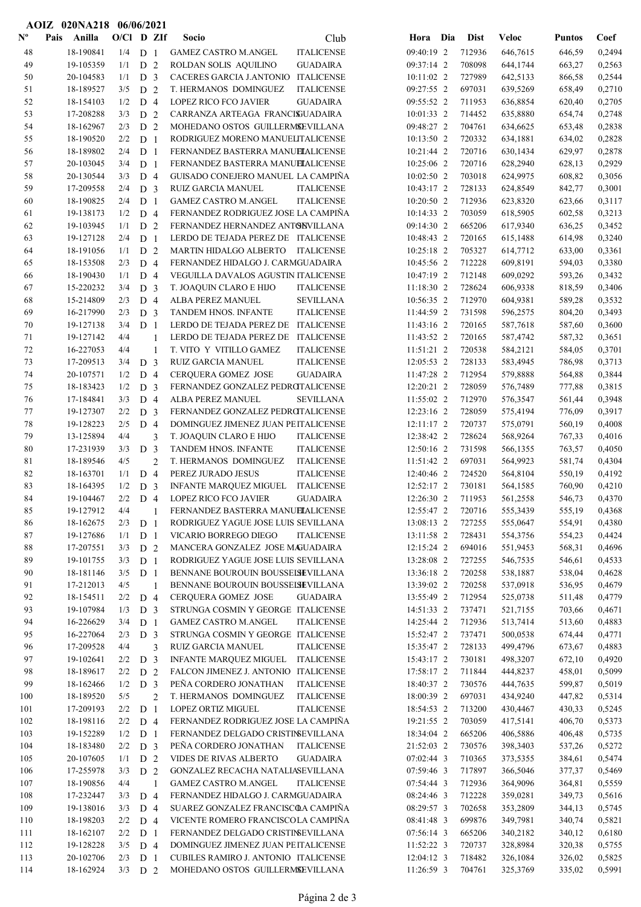AOIZ 020NA218 06/06/2021

| Nº | Pais | Anilla | O/Cl | D | ZIf | Socio | Club | Hora | Dia | Dist | Veloc | Puntos | Coef |
|---|---|---|---|---|---|---|---|---|---|---|---|---|---|
| 48 | | 18-190841 | 1/4 | D | 1 | GAMEZ CASTRO M.ANGEL | ITALICENSE | 09:40:19 | 2 | 712936 | 646,7615 | 646,59 | 0,2494 |
| 49 | | 19-105359 | 1/1 | D | 2 | ROLDAN SOLIS AQUILINO | GUADAIRA | 09:37:14 | 2 | 708098 | 644,1744 | 663,27 | 0,2563 |
| 50 | | 20-104583 | 1/1 | D | 3 | CACERES GARCIA J.ANTONIO | ITALICENSE | 10:11:02 | 2 | 727989 | 642,5133 | 866,58 | 0,2544 |
| 51 | | 18-189527 | 3/5 | D | 2 | T. HERMANOS DOMINGUEZ | ITALICENSE | 09:27:55 | 2 | 697031 | 639,5269 | 658,49 | 0,2710 |
| 52 | | 18-154103 | 1/2 | D | 4 | LOPEZ RICO FCO JAVIER | GUADAIRA | 09:55:52 | 2 | 711953 | 636,8854 | 620,40 | 0,2705 |
| 53 | | 17-208288 | 3/3 | D | 2 | CARRANZA ARTEAGA FRANCIS | GUADAIRA | 10:01:33 | 2 | 714452 | 635,8880 | 654,74 | 0,2748 |
| 54 | | 18-162967 | 2/3 | D | 2 | MOHEDANO OSTOS GUILLERMO | SEVILLANA | 09:48:27 | 2 | 704761 | 634,6625 | 653,48 | 0,2838 |
| 55 | | 18-190520 | 2/2 | D | 1 | RODRIGUEZ MORENO MANUEL | ITALICENSE | 10:13:50 | 2 | 720332 | 634,1881 | 634,02 | 0,2828 |
| 56 | | 18-189802 | 2/4 | D | 1 | FERNANDEZ BASTERRA MANUEL | ITALICENSE | 10:21:44 | 2 | 720716 | 630,1434 | 629,97 | 0,2878 |
| 57 | | 20-103045 | 3/4 | D | 1 | FERNANDEZ BASTERRA MANUEL | ITALICENSE | 10:25:06 | 2 | 720716 | 628,2940 | 628,13 | 0,2929 |
| 58 | | 20-130544 | 3/3 | D | 4 | GUISADO CONEJERO MANUEL | LA CAMPIÑA | 10:02:50 | 2 | 703018 | 624,9975 | 608,82 | 0,3056 |
| 59 | | 17-209558 | 2/4 | D | 3 | RUIZ GARCIA MANUEL | ITALICENSE | 10:43:17 | 2 | 728133 | 624,8549 | 842,77 | 0,3001 |
| 60 | | 18-190825 | 2/4 | D | 1 | GAMEZ CASTRO M.ANGEL | ITALICENSE | 10:20:50 | 2 | 712936 | 623,8320 | 623,66 | 0,3117 |
| 61 | | 19-138173 | 1/2 | D | 4 | FERNANDEZ RODRIGUEZ JOSE | LA CAMPIÑA | 10:14:33 | 2 | 703059 | 618,5905 | 602,58 | 0,3213 |
| 62 | | 19-103945 | 1/1 | D | 2 | FERNANDEZ HERNANDEZ ANTON | SEVILLANA | 09:14:30 | 2 | 665206 | 617,9340 | 636,25 | 0,3452 |
| 63 | | 19-127128 | 2/4 | D | 1 | LERDO DE TEJADA PEREZ DE | ITALICENSE | 10:48:43 | 2 | 720165 | 615,1488 | 614,98 | 0,3240 |
| 64 | | 18-191056 | 1/1 | D | 2 | MARTIN HIDALGO ALBERTO | ITALICENSE | 10:25:18 | 2 | 705327 | 614,7712 | 633,00 | 0,3361 |
| 65 | | 18-153508 | 2/3 | D | 4 | FERNANDEZ HIDALGO J. CARM | GUADAIRA | 10:45:56 | 2 | 712228 | 609,8191 | 594,03 | 0,3380 |
| 66 | | 18-190430 | 1/1 | D | 4 | VEGUILLA DAVALOS AGUSTIN | ITALICENSE | 10:47:19 | 2 | 712148 | 609,0292 | 593,26 | 0,3432 |
| 67 | | 15-220232 | 3/4 | D | 3 | T. JOAQUIN CLARO E HIJO | ITALICENSE | 11:18:30 | 2 | 728624 | 606,9338 | 818,59 | 0,3406 |
| 68 | | 15-214809 | 2/3 | D | 4 | ALBA PEREZ MANUEL | SEVILLANA | 10:56:35 | 2 | 712970 | 604,9381 | 589,28 | 0,3532 |
| 69 | | 16-217990 | 2/3 | D | 3 | TANDEM HNOS. INFANTE | ITALICENSE | 11:44:59 | 2 | 731598 | 596,2575 | 804,20 | 0,3493 |
| 70 | | 19-127138 | 3/4 | D | 1 | LERDO DE TEJADA PEREZ DE | ITALICENSE | 11:43:16 | 2 | 720165 | 587,7618 | 587,60 | 0,3600 |
| 71 | | 19-127142 | 4/4 | | 1 | LERDO DE TEJADA PEREZ DE | ITALICENSE | 11:43:52 | 2 | 720165 | 587,4742 | 587,32 | 0,3651 |
| 72 | | 16-227053 | 4/4 | | 1 | T. VITO Y VITILLO GAMEZ | ITALICENSE | 11:51:21 | 2 | 720538 | 584,2121 | 584,05 | 0,3701 |
| 73 | | 17-209513 | 3/4 | D | 3 | RUIZ GARCIA MANUEL | ITALICENSE | 12:05:53 | 2 | 728133 | 583,4945 | 786,98 | 0,3713 |
| 74 | | 20-107571 | 1/2 | D | 4 | CERQUERA GOMEZ JOSE | GUADAIRA | 11:47:28 | 2 | 712954 | 579,8888 | 564,88 | 0,3844 |
| 75 | | 18-183423 | 1/2 | D | 3 | FERNANDEZ GONZALEZ PEDRO | ITALICENSE | 12:20:21 | 2 | 728059 | 576,7489 | 777,88 | 0,3815 |
| 76 | | 17-184841 | 3/3 | D | 4 | ALBA PEREZ MANUEL | SEVILLANA | 11:55:02 | 2 | 712970 | 576,3547 | 561,44 | 0,3948 |
| 77 | | 19-127307 | 2/2 | D | 3 | FERNANDEZ GONZALEZ PEDRO | ITALICENSE | 12:23:16 | 2 | 728059 | 575,4194 | 776,09 | 0,3917 |
| 78 | | 19-128223 | 2/5 | D | 4 | DOMINGUEZ JIMENEZ JUAN PE | ITALICENSE | 12:11:17 | 2 | 720737 | 575,0791 | 560,19 | 0,4008 |
| 79 | | 13-125894 | 4/4 | | 3 | T. JOAQUIN CLARO E HIJO | ITALICENSE | 12:38:42 | 2 | 728624 | 568,9264 | 767,33 | 0,4016 |
| 80 | | 17-231939 | 3/3 | D | 3 | TANDEM HNOS. INFANTE | ITALICENSE | 12:50:16 | 2 | 731598 | 566,1355 | 763,57 | 0,4050 |
| 81 | | 18-189546 | 4/5 | | 2 | T. HERMANOS DOMINGUEZ | ITALICENSE | 11:51:42 | 2 | 697031 | 564,9923 | 581,74 | 0,4304 |
| 82 | | 18-163701 | 1/1 | D | 4 | PEREZ JURADO JESUS | ITALICENSE | 12:40:46 | 2 | 724520 | 564,8104 | 550,19 | 0,4192 |
| 83 | | 18-164395 | 1/2 | D | 3 | INFANTE MARQUEZ MIGUEL | ITALICENSE | 12:52:17 | 2 | 730181 | 564,1585 | 760,90 | 0,4210 |
| 84 | | 19-104467 | 2/2 | D | 4 | LOPEZ RICO FCO JAVIER | GUADAIRA | 12:26:30 | 2 | 711953 | 561,2558 | 546,73 | 0,4370 |
| 85 | | 19-127912 | 4/4 | | 1 | FERNANDEZ BASTERRA MANUEL | ITALICENSE | 12:55:47 | 2 | 720716 | 555,3439 | 555,19 | 0,4368 |
| 86 | | 18-162675 | 2/3 | D | 1 | RODRIGUEZ YAGUE JOSE LUIS | SEVILLANA | 13:08:13 | 2 | 727255 | 555,0647 | 554,91 | 0,4380 |
| 87 | | 19-127686 | 1/1 | D | 1 | VICARIO BORREGO DIEGO | ITALICENSE | 13:11:58 | 2 | 728431 | 554,3756 | 554,23 | 0,4424 |
| 88 | | 17-207551 | 3/3 | D | 2 | MANCERA GONZALEZ JOSE MA | GUADAIRA | 12:15:24 | 2 | 694016 | 551,9453 | 568,31 | 0,4696 |
| 89 | | 19-101755 | 3/3 | D | 1 | RODRIGUEZ YAGUE JOSE LUIS | SEVILLANA | 13:28:08 | 2 | 727255 | 546,7535 | 546,61 | 0,4533 |
| 90 | | 18-181146 | 3/5 | D | 1 | BENNANE BOUROUIN BOUSSELH | SEVILLANA | 13:36:18 | 2 | 720258 | 538,1887 | 538,04 | 0,4628 |
| 91 | | 17-212013 | 4/5 | | 1 | BENNANE BOUROUIN BOUSSELH | SEVILLANA | 13:39:02 | 2 | 720258 | 537,0918 | 536,95 | 0,4679 |
| 92 | | 18-154511 | 2/2 | D | 4 | CERQUERA GOMEZ JOSE | GUADAIRA | 13:55:49 | 2 | 712954 | 525,0738 | 511,48 | 0,4779 |
| 93 | | 19-107984 | 1/3 | D | 3 | STRUNGA COSMIN Y GEORGE | ITALICENSE | 14:51:33 | 2 | 737471 | 521,7155 | 703,66 | 0,4671 |
| 94 | | 16-226629 | 3/4 | D | 1 | GAMEZ CASTRO M.ANGEL | ITALICENSE | 14:25:44 | 2 | 712936 | 513,7414 | 513,60 | 0,4883 |
| 95 | | 16-227064 | 2/3 | D | 3 | STRUNGA COSMIN Y GEORGE | ITALICENSE | 15:52:47 | 2 | 737471 | 500,0538 | 674,44 | 0,4771 |
| 96 | | 17-209528 | 4/4 | | 3 | RUIZ GARCIA MANUEL | ITALICENSE | 15:35:47 | 2 | 728133 | 499,4796 | 673,67 | 0,4883 |
| 97 | | 19-102641 | 2/2 | D | 3 | INFANTE MARQUEZ MIGUEL | ITALICENSE | 15:43:17 | 2 | 730181 | 498,3207 | 672,10 | 0,4920 |
| 98 | | 18-189617 | 2/2 | D | 2 | FALCON JIMENEZ J. ANTONIO | ITALICENSE | 17:58:17 | 2 | 711844 | 444,8237 | 458,01 | 0,5099 |
| 99 | | 18-162466 | 1/2 | D | 3 | PEÑA CORDERO JONATHAN | ITALICENSE | 18:40:37 | 2 | 730576 | 444,7635 | 599,87 | 0,5019 |
| 100 | | 18-189520 | 5/5 | | 2 | T. HERMANOS DOMINGUEZ | ITALICENSE | 18:00:39 | 2 | 697031 | 434,9240 | 447,82 | 0,5314 |
| 101 | | 17-209193 | 2/2 | D | 1 | LOPEZ ORTIZ MIGUEL | ITALICENSE | 18:54:53 | 2 | 713200 | 430,4467 | 430,33 | 0,5245 |
| 102 | | 18-198116 | 2/2 | D | 4 | FERNANDEZ RODRIGUEZ JOSE | LA CAMPIÑA | 19:21:55 | 2 | 703059 | 417,5141 | 406,70 | 0,5373 |
| 103 | | 19-152289 | 1/2 | D | 1 | FERNANDEZ DELGADO CRISTIN | SEVILLANA | 18:34:04 | 2 | 665206 | 406,5886 | 406,48 | 0,5735 |
| 104 | | 18-183480 | 2/2 | D | 3 | PEÑA CORDERO JONATHAN | ITALICENSE | 21:52:03 | 2 | 730576 | 398,3403 | 537,26 | 0,5272 |
| 105 | | 20-107605 | 1/1 | D | 2 | VIDES DE RIVAS ALBERTO | GUADAIRA | 07:02:44 | 3 | 710365 | 373,5355 | 384,61 | 0,5474 |
| 106 | | 17-255978 | 3/3 | D | 2 | GONZALEZ RECACHA NATALIA | SEVILLANA | 07:59:46 | 3 | 717897 | 366,5046 | 377,37 | 0,5469 |
| 107 | | 18-190856 | 4/4 | | 1 | GAMEZ CASTRO M.ANGEL | ITALICENSE | 07:54:44 | 3 | 712936 | 364,9096 | 364,81 | 0,5559 |
| 108 | | 17-232447 | 3/3 | D | 4 | FERNANDEZ HIDALGO J. CARM | GUADAIRA | 08:24:46 | 3 | 712228 | 359,0281 | 349,73 | 0,5616 |
| 109 | | 19-138016 | 3/3 | D | 4 | SUAREZ GONZALEZ FRANCISCO | LA CAMPIÑA | 08:29:57 | 3 | 702658 | 353,2809 | 344,13 | 0,5745 |
| 110 | | 18-198203 | 2/2 | D | 4 | VICENTE ROMERO FRANCISCO | LA CAMPIÑA | 08:41:48 | 3 | 699876 | 349,7981 | 340,74 | 0,5821 |
| 111 | | 18-162107 | 2/2 | D | 1 | FERNANDEZ DELGADO CRISTIN | SEVILLANA | 07:56:14 | 3 | 665206 | 340,2182 | 340,12 | 0,6180 |
| 112 | | 19-128228 | 3/5 | D | 4 | DOMINGUEZ JIMENEZ JUAN PE | ITALICENSE | 11:52:22 | 3 | 720737 | 328,8984 | 320,38 | 0,5755 |
| 113 | | 20-102706 | 2/3 | D | 1 | CUBILES RAMIRO J. ANTONIO | ITALICENSE | 12:04:12 | 3 | 718482 | 326,1084 | 326,02 | 0,5825 |
| 114 | | 18-162924 | 3/3 | D | 2 | MOHEDANO OSTOS GUILLERMO | SEVILLANA | 11:26:59 | 3 | 704761 | 325,3769 | 335,02 | 0,5991 |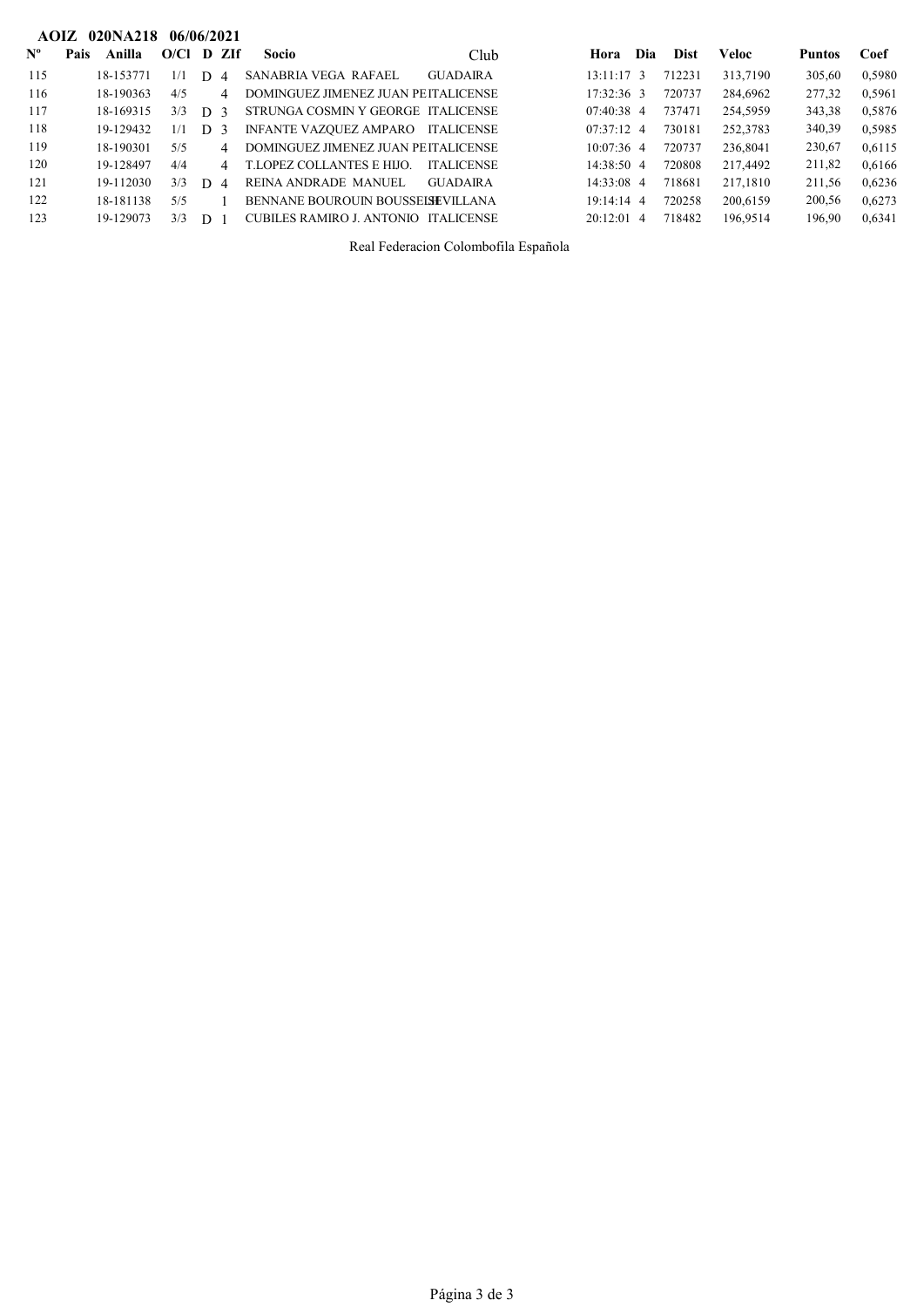**AOIZ 020NA218 06/06/2021**

| Nº | Pais | Anilla | O/Cl | D | ZIf | Socio | Club | Hora | Dia | Dist | Veloc | Puntos | Coef |
|---|---|---|---|---|---|---|---|---|---|---|---|---|---|
| 115 | | 18-153771 | 1/1 | D | 4 | SANABRIA VEGA RAFAEL | GUADAIRA | 13:11:17 | 3 | 712231 | 313,7190 | 305,60 | 0,5980 |
| 116 | | 18-190363 | 4/5 | | 4 | DOMINGUEZ JIMENEZ JUAN PE | ITALICENSE | 17:32:36 | 3 | 720737 | 284,6962 | 277,32 | 0,5961 |
| 117 | | 18-169315 | 3/3 | D | 3 | STRUNGA COSMIN Y GEORGE | ITALICENSE | 07:40:38 | 4 | 737471 | 254,5959 | 343,38 | 0,5876 |
| 118 | | 19-129432 | 1/1 | D | 3 | INFANTE VAZQUEZ AMPARO | ITALICENSE | 07:37:12 | 4 | 730181 | 252,3783 | 340,39 | 0,5985 |
| 119 | | 18-190301 | 5/5 | | 4 | DOMINGUEZ JIMENEZ JUAN PE | ITALICENSE | 10:07:36 | 4 | 720737 | 236,8041 | 230,67 | 0,6115 |
| 120 | | 19-128497 | 4/4 | | 4 | T.LOPEZ COLLANTES E HIJO. | ITALICENSE | 14:38:50 | 4 | 720808 | 217,4492 | 211,82 | 0,6166 |
| 121 | | 19-112030 | 3/3 | D | 4 | REINA ANDRADE MANUEL | GUADAIRA | 14:33:08 | 4 | 718681 | 217,1810 | 211,56 | 0,6236 |
| 122 | | 18-181138 | 5/5 | | 1 | BENNANE BOUROUIN BOUSSELH | SEVILLANA | 19:14:14 | 4 | 720258 | 200,6159 | 200,56 | 0,6273 |
| 123 | | 19-129073 | 3/3 | D | 1 | CUBILES RAMIRO J. ANTONIO | ITALICENSE | 20:12:01 | 4 | 718482 | 196,9514 | 196,90 | 0,6341 |

Real Federacion Colombofila Española